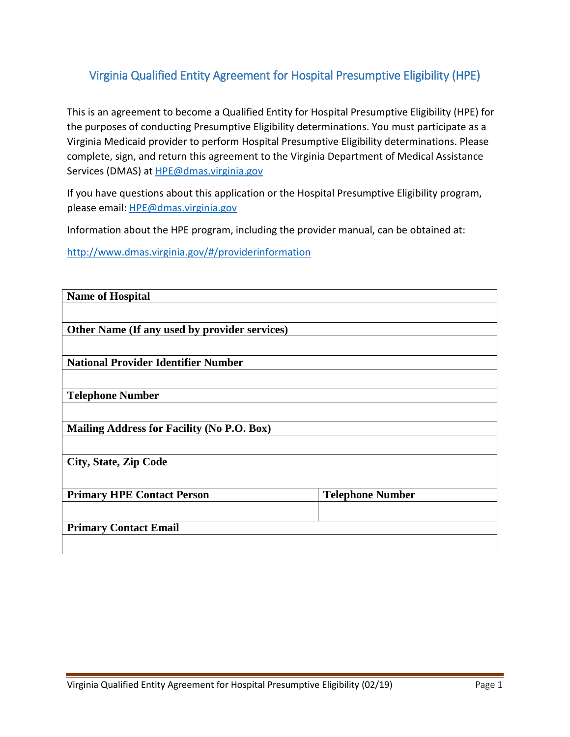# Virginia Qualified Entity Agreement for Hospital Presumptive Eligibility (HPE)

This is an agreement to become a Qualified Entity for Hospital Presumptive Eligibility (HPE) for the purposes of conducting Presumptive Eligibility determinations. You must participate as a Virginia Medicaid provider to perform Hospital Presumptive Eligibility determinations. Please complete, sign, and return this agreement to the Virginia Department of Medical Assistance Services (DMAS) at HPE@dmas.virginia.gov

If you have questions about this application or the Hospital Presumptive Eligibility program, please email: HPE@dmas.virginia.gov

Information about the HPE program, including the provider manual, can be obtained at:

http://www.dmas.virginia.gov/#/providerinformation

| **Name of Hospital** | |
|---|---|
| | |
| **Other Name (If any used by provider services)** | |
| | |
| **National Provider Identifier Number** | |
| | |
| **Telephone Number** | |
| | |
| **Mailing Address for Facility (No P.O. Box)** | |
| | |
| **City, State, Zip Code** | |
| | |
| **Primary HPE Contact Person** | **Telephone Number** |
| | |
| **Primary Contact Email** | |
| | |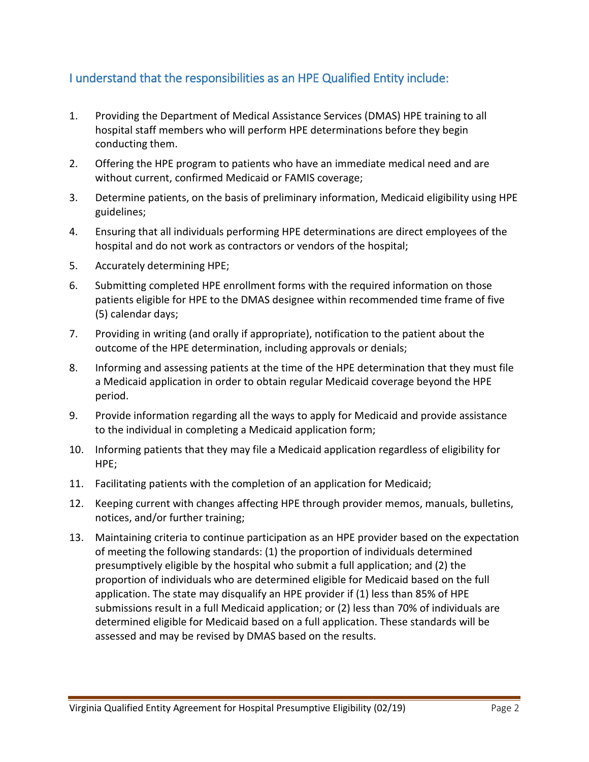## I understand that the responsibilities as an HPE Qualified Entity include:

1. Providing the Department of Medical Assistance Services (DMAS) HPE training to all hospital staff members who will perform HPE determinations before they begin conducting them.
2. Offering the HPE program to patients who have an immediate medical need and are without current, confirmed Medicaid or FAMIS coverage;
3. Determine patients, on the basis of preliminary information, Medicaid eligibility using HPE guidelines;
4. Ensuring that all individuals performing HPE determinations are direct employees of the hospital and do not work as contractors or vendors of the hospital;
5. Accurately determining HPE;
6. Submitting completed HPE enrollment forms with the required information on those patients eligible for HPE to the DMAS designee within recommended time frame of five (5) calendar days;
7. Providing in writing (and orally if appropriate), notification to the patient about the outcome of the HPE determination, including approvals or denials;
8. Informing and assessing patients at the time of the HPE determination that they must file a Medicaid application in order to obtain regular Medicaid coverage beyond the HPE period.
9. Provide information regarding all the ways to apply for Medicaid and provide assistance to the individual in completing a Medicaid application form;
10. Informing patients that they may file a Medicaid application regardless of eligibility for HPE;
11. Facilitating patients with the completion of an application for Medicaid;
12. Keeping current with changes affecting HPE through provider memos, manuals, bulletins, notices, and/or further training;
13. Maintaining criteria to continue participation as an HPE provider based on the expectation of meeting the following standards: (1) the proportion of individuals determined presumptively eligible by the hospital who submit a full application; and (2) the proportion of individuals who are determined eligible for Medicaid based on the full application. The state may disqualify an HPE provider if (1) less than 85% of HPE submissions result in a full Medicaid application; or (2) less than 70% of individuals are determined eligible for Medicaid based on a full application. These standards will be assessed and may be revised by DMAS based on the results.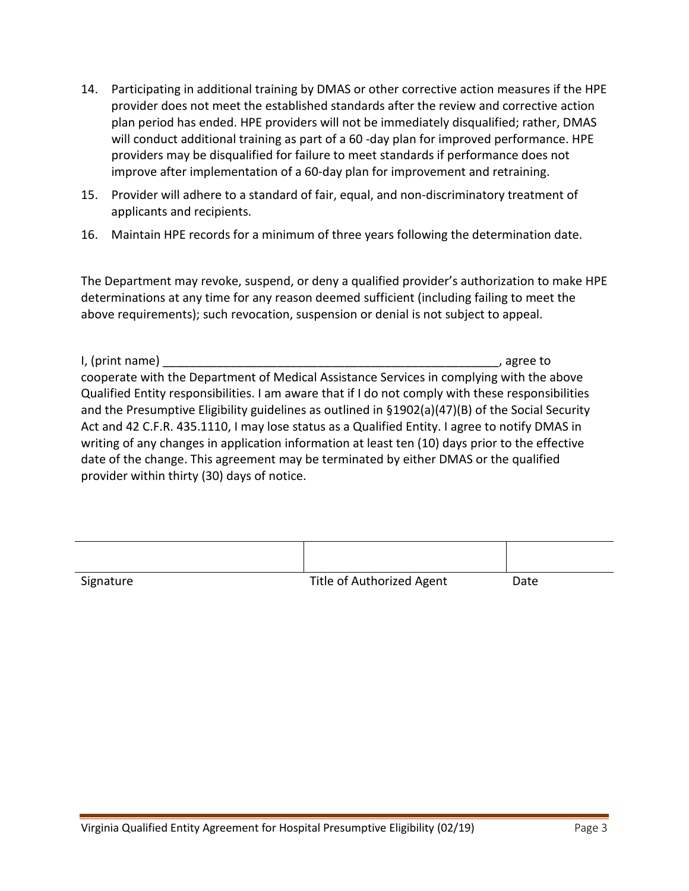14. Participating in additional training by DMAS or other corrective action measures if the HPE provider does not meet the established standards after the review and corrective action plan period has ended. HPE providers will not be immediately disqualified; rather, DMAS will conduct additional training as part of a 60 -day plan for improved performance. HPE providers may be disqualified for failure to meet standards if performance does not improve after implementation of a 60-day plan for improvement and retraining.
15. Provider will adhere to a standard of fair, equal, and non-discriminatory treatment of applicants and recipients.
16. Maintain HPE records for a minimum of three years following the determination date.

The Department may revoke, suspend, or deny a qualified provider's authorization to make HPE determinations at any time for any reason deemed sufficient (including failing to meet the above requirements); such revocation, suspension or denial is not subject to appeal.

I, (print name) ___________________________________________________, agree to cooperate with the Department of Medical Assistance Services in complying with the above Qualified Entity responsibilities. I am aware that if I do not comply with these responsibilities and the Presumptive Eligibility guidelines as outlined in §1902(a)(47)(B) of the Social Security Act and 42 C.F.R. 435.1110, I may lose status as a Qualified Entity. I agree to notify DMAS in writing of any changes in application information at least ten (10) days prior to the effective date of the change. This agreement may be terminated by either DMAS or the qualified provider within thirty (30) days of notice.

| | | |
|---|---|---|
| | | |
| Signature | Title of Authorized Agent | Date |